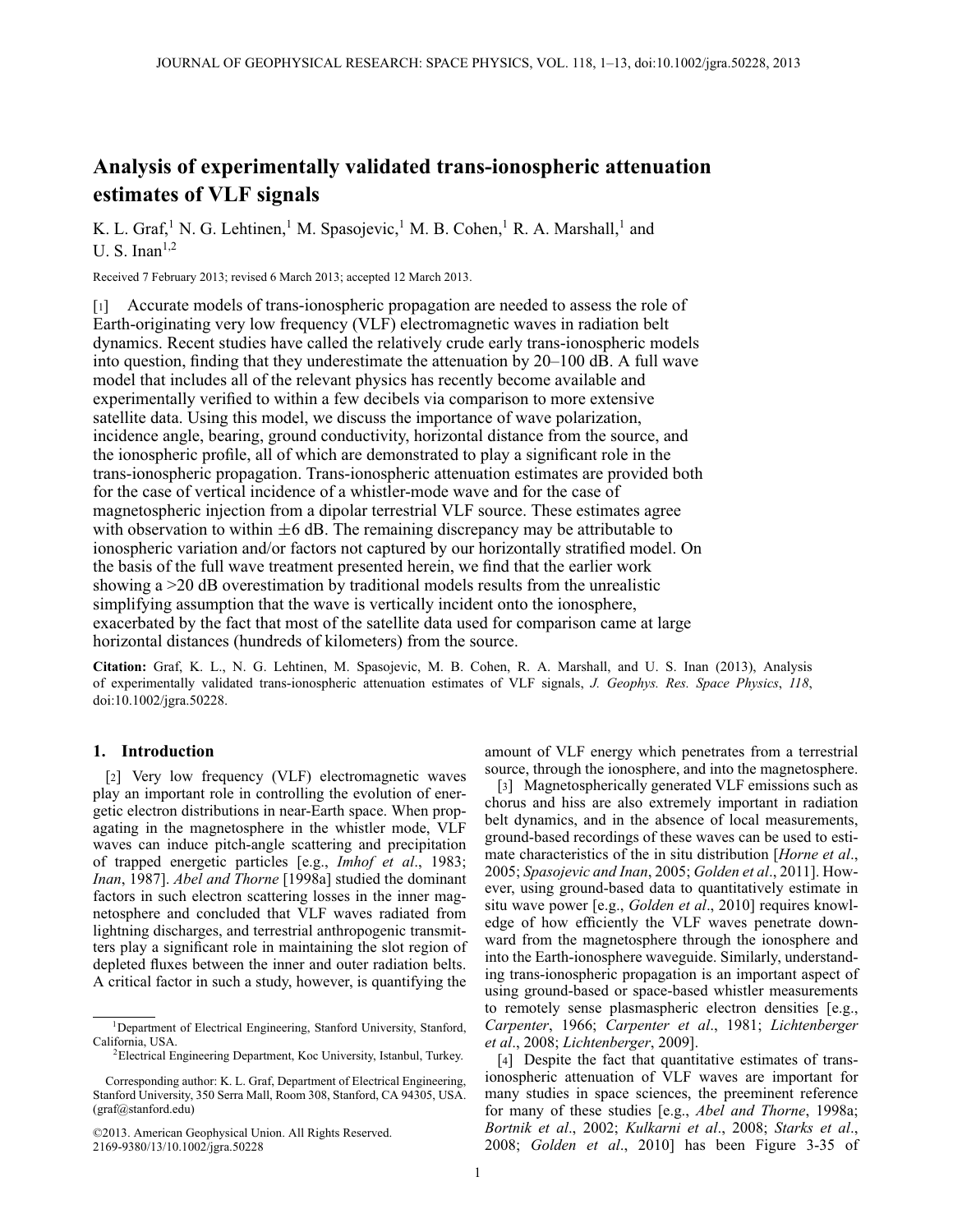# Analysis of experimentally validated trans-ionospheric attenuation estimates of VLF signals

K. L. Graf,[1] N. G. Lehtinen,[1] M. Spasojevic,[1] M. B. Cohen,[1] R. A. Marshall,[1] and U. S. Inan[1,2]

Received 7 February 2013; revised 6 March 2013; accepted 12 March 2013.

[1] Accurate models of trans-ionospheric propagation are needed to assess the role of Earth-originating very low frequency (VLF) electromagnetic waves in radiation belt dynamics. Recent studies have called the relatively crude early trans-ionospheric models into question, finding that they underestimate the attenuation by 20–100 dB. A full wave model that includes all of the relevant physics has recently become available and experimentally verified to within a few decibels via comparison to more extensive satellite data. Using this model, we discuss the importance of wave polarization, incidence angle, bearing, ground conductivity, horizontal distance from the source, and the ionospheric profile, all of which are demonstrated to play a significant role in the trans-ionospheric propagation. Trans-ionospheric attenuation estimates are provided both for the case of vertical incidence of a whistler-mode wave and for the case of magnetospheric injection from a dipolar terrestrial VLF source. These estimates agree with observation to within ±6 dB. The remaining discrepancy may be attributable to ionospheric variation and/or factors not captured by our horizontally stratified model. On the basis of the full wave treatment presented herein, we find that the earlier work showing a >20 dB overestimation by traditional models results from the unrealistic simplifying assumption that the wave is vertically incident onto the ionosphere, exacerbated by the fact that most of the satellite data used for comparison came at large horizontal distances (hundreds of kilometers) from the source.

**Citation:** Graf, K. L., N. G. Lehtinen, M. Spasojevic, M. B. Cohen, R. A. Marshall, and U. S. Inan (2013), Analysis of experimentally validated trans-ionospheric attenuation estimates of VLF signals, *J. Geophys. Res. Space Physics*, *118*, doi:10.1002/jgra.50228.

## 1. Introduction

[2] Very low frequency (VLF) electromagnetic waves play an important role in controlling the evolution of energetic electron distributions in near-Earth space. When propagating in the magnetosphere in the whistler mode, VLF waves can induce pitch-angle scattering and precipitation of trapped energetic particles [e.g., *Imhof et al*., 1983; *Inan*, 1987]. *Abel and Thorne* [1998a] studied the dominant factors in such electron scattering losses in the inner magnetosphere and concluded that VLF waves radiated from lightning discharges, and terrestrial anthropogenic transmitters play a significant role in maintaining the slot region of depleted fluxes between the inner and outer radiation belts. A critical factor in such a study, however, is quantifying the amount of VLF energy which penetrates from a terrestrial source, through the ionosphere, and into the magnetosphere.

[3] Magnetospherically generated VLF emissions such as chorus and hiss are also extremely important in radiation belt dynamics, and in the absence of local measurements, ground-based recordings of these waves can be used to estimate characteristics of the in situ distribution [*Horne et al*., 2005; *Spasojevic and Inan*, 2005; *Golden et al*., 2011]. However, using ground-based data to quantitatively estimate in situ wave power [e.g., *Golden et al*., 2010] requires knowledge of how efficiently the VLF waves penetrate downward from the magnetosphere through the ionosphere and into the Earth-ionosphere waveguide. Similarly, understanding trans-ionospheric propagation is an important aspect of using ground-based or space-based whistler measurements to remotely sense plasmaspheric electron densities [e.g., *Carpenter*, 1966; *Carpenter et al*., 1981; *Lichtenberger et al*., 2008; *Lichtenberger*, 2009].

[4] Despite the fact that quantitative estimates of trans-ionospheric attenuation of VLF waves are important for many studies in space sciences, the preeminent reference for many of these studies [e.g., *Abel and Thorne*, 1998a; *Bortnik et al*., 2002; *Kulkarni et al*., 2008; *Starks et al*., 2008; *Golden et al*., 2010] has been Figure 3-35 of

---

[1] Department of Electrical Engineering, Stanford University, Stanford, California, USA.

[2] Electrical Engineering Department, Koc University, Istanbul, Turkey.

Corresponding author: K. L. Graf, Department of Electrical Engineering, Stanford University, 350 Serra Mall, Room 308, Stanford, CA 94305, USA. (graf@stanford.edu)

©2013. American Geophysical Union. All Rights Reserved.
2169-9380/13/10.1002/jgra.50228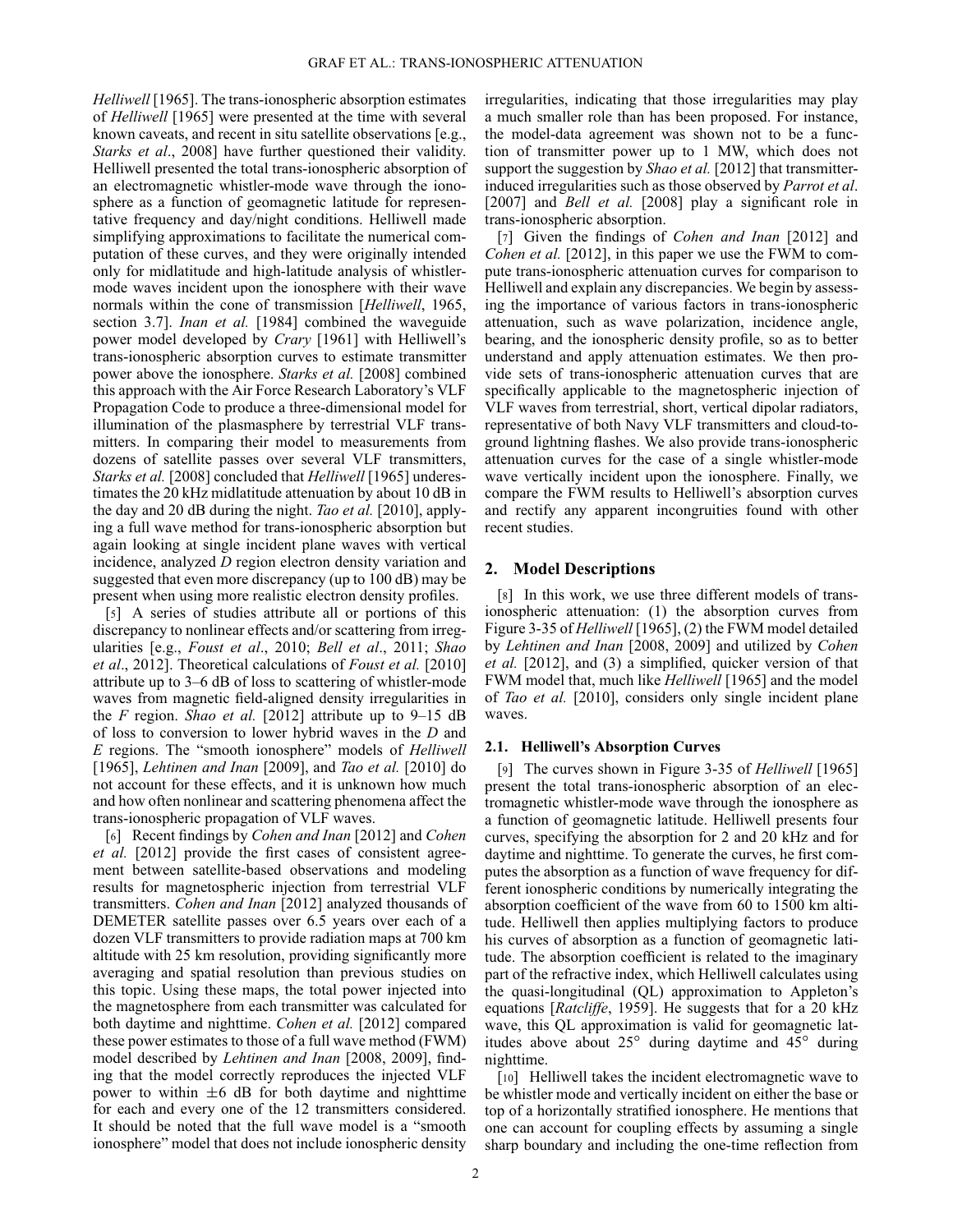*Helliwell* [1965]. The trans-ionospheric absorption estimates of *Helliwell* [1965] were presented at the time with several known caveats, and recent in situ satellite observations [e.g., *Starks et al*., 2008] have further questioned their validity. Helliwell presented the total trans-ionospheric absorption of an electromagnetic whistler-mode wave through the ionosphere as a function of geomagnetic latitude for representative frequency and day/night conditions. Helliwell made simplifying approximations to facilitate the numerical computation of these curves, and they were originally intended only for midlatitude and high-latitude analysis of whistler-mode waves incident upon the ionosphere with their wave normals within the cone of transmission [*Helliwell*, 1965, section 3.7]. *Inan et al.* [1984] combined the waveguide power model developed by *Crary* [1961] with Helliwell's trans-ionospheric absorption curves to estimate transmitter power above the ionosphere. *Starks et al.* [2008] combined this approach with the Air Force Research Laboratory's VLF Propagation Code to produce a three-dimensional model for illumination of the plasmasphere by terrestrial VLF transmitters. In comparing their model to measurements from dozens of satellite passes over several VLF transmitters, *Starks et al.* [2008] concluded that *Helliwell* [1965] underestimates the 20 kHz midlatitude attenuation by about 10 dB in the day and 20 dB during the night. *Tao et al.* [2010], applying a full wave method for trans-ionospheric absorption but again looking at single incident plane waves with vertical incidence, analyzed *D* region electron density variation and suggested that even more discrepancy (up to 100 dB) may be present when using more realistic electron density profiles.

[5] A series of studies attribute all or portions of this discrepancy to nonlinear effects and/or scattering from irregularities [e.g., *Foust et al*., 2010; *Bell et al*., 2011; *Shao et al*., 2012]. Theoretical calculations of *Foust et al.* [2010] attribute up to 3–6 dB of loss to scattering of whistler-mode waves from magnetic field-aligned density irregularities in the *F* region. *Shao et al.* [2012] attribute up to 9–15 dB of loss to conversion to lower hybrid waves in the *D* and *E* regions. The "smooth ionosphere" models of *Helliwell* [1965], *Lehtinen and Inan* [2009], and *Tao et al.* [2010] do not account for these effects, and it is unknown how much and how often nonlinear and scattering phenomena affect the trans-ionospheric propagation of VLF waves.

[6] Recent findings by *Cohen and Inan* [2012] and *Cohen et al.* [2012] provide the first cases of consistent agreement between satellite-based observations and modeling results for magnetospheric injection from terrestrial VLF transmitters. *Cohen and Inan* [2012] analyzed thousands of DEMETER satellite passes over 6.5 years over each of a dozen VLF transmitters to provide radiation maps at 700 km altitude with 25 km resolution, providing significantly more averaging and spatial resolution than previous studies on this topic. Using these maps, the total power injected into the magnetosphere from each transmitter was calculated for both daytime and nighttime. *Cohen et al.* [2012] compared these power estimates to those of a full wave method (FWM) model described by *Lehtinen and Inan* [2008, 2009], finding that the model correctly reproduces the injected VLF power to within $\pm 6$ dB for both daytime and nighttime for each and every one of the 12 transmitters considered. It should be noted that the full wave model is a "smooth ionosphere" model that does not include ionospheric density irregularities, indicating that those irregularities may play a much smaller role than has been proposed. For instance, the model-data agreement was shown not to be a function of transmitter power up to 1 MW, which does not support the suggestion by *Shao et al.* [2012] that transmitter-induced irregularities such as those observed by *Parrot et al*. [2007] and *Bell et al.* [2008] play a significant role in trans-ionospheric absorption.

[7] Given the findings of *Cohen and Inan* [2012] and *Cohen et al.* [2012], in this paper we use the FWM to compute trans-ionospheric attenuation curves for comparison to Helliwell and explain any discrepancies. We begin by assessing the importance of various factors in trans-ionospheric attenuation, such as wave polarization, incidence angle, bearing, and the ionospheric density profile, so as to better understand and apply attenuation estimates. We then provide sets of trans-ionospheric attenuation curves that are specifically applicable to the magnetospheric injection of VLF waves from terrestrial, short, vertical dipolar radiators, representative of both Navy VLF transmitters and cloud-to-ground lightning flashes. We also provide trans-ionospheric attenuation curves for the case of a single whistler-mode wave vertically incident upon the ionosphere. Finally, we compare the FWM results to Helliwell's absorption curves and rectify any apparent incongruities found with other recent studies.

## 2. Model Descriptions

[8] In this work, we use three different models of trans-ionospheric attenuation: (1) the absorption curves from Figure 3-35 of *Helliwell* [1965], (2) the FWM model detailed by *Lehtinen and Inan* [2008, 2009] and utilized by *Cohen et al.* [2012], and (3) a simplified, quicker version of that FWM model that, much like *Helliwell* [1965] and the model of *Tao et al.* [2010], considers only single incident plane waves.

### 2.1. Helliwell's Absorption Curves

[9] The curves shown in Figure 3-35 of *Helliwell* [1965] present the total trans-ionospheric absorption of an electromagnetic whistler-mode wave through the ionosphere as a function of geomagnetic latitude. Helliwell presents four curves, specifying the absorption for 2 and 20 kHz and for daytime and nighttime. To generate the curves, he first computes the absorption as a function of wave frequency for different ionospheric conditions by numerically integrating the absorption coefficient of the wave from 60 to 1500 km altitude. Helliwell then applies multiplying factors to produce his curves of absorption as a function of geomagnetic latitude. The absorption coefficient is related to the imaginary part of the refractive index, which Helliwell calculates using the quasi-longitudinal (QL) approximation to Appleton's equations [*Ratcliffe*, 1959]. He suggests that for a 20 kHz wave, this QL approximation is valid for geomagnetic latitudes above about 25° during daytime and 45° during nighttime.

[10] Helliwell takes the incident electromagnetic wave to be whistler mode and vertically incident on either the base or top of a horizontally stratified ionosphere. He mentions that one can account for coupling effects by assuming a single sharp boundary and including the one-time reflection from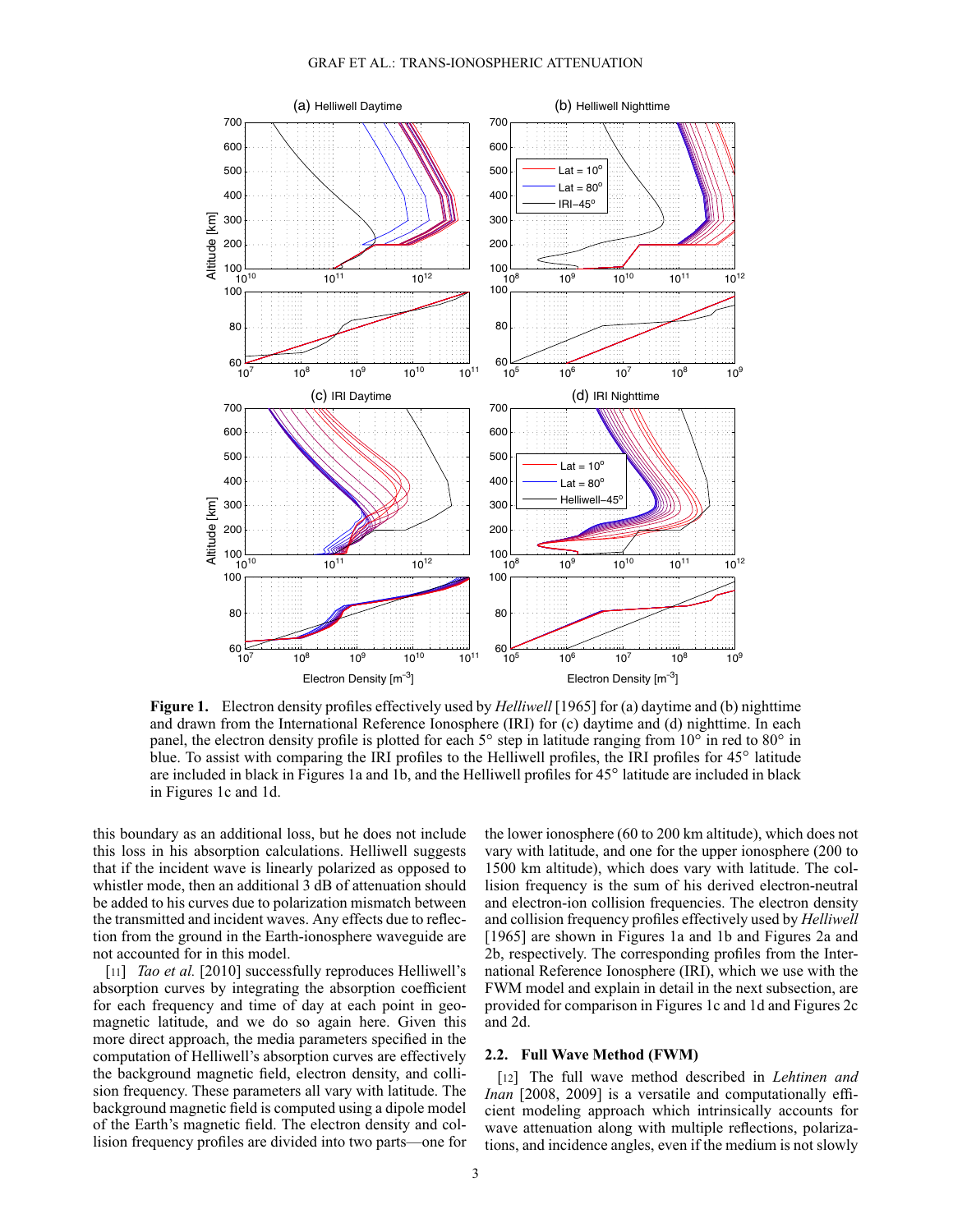Figure 1. Electron density profiles effectively used by *Helliwell* [1965] for (a) daytime and (b) nighttime and drawn from the International Reference Ionosphere (IRI) for (c) daytime and (d) nighttime. In each panel, the electron density profile is plotted for each 5° step in latitude ranging from 10° in red to 80° in blue. To assist with comparing the IRI profiles to the Helliwell profiles, the IRI profiles for 45° latitude are included in black in Figures 1a and 1b, and the Helliwell profiles for 45° latitude are included in black in Figures 1c and 1d.

this boundary as an additional loss, but he does not include this loss in his absorption calculations. Helliwell suggests that if the incident wave is linearly polarized as opposed to whistler mode, then an additional 3 dB of attenuation should be added to his curves due to polarization mismatch between the transmitted and incident waves. Any effects due to reflection from the ground in the Earth-ionosphere waveguide are not accounted for in this model.

[11] *Tao et al.* [2010] successfully reproduces Helliwell's absorption curves by integrating the absorption coefficient for each frequency and time of day at each point in geomagnetic latitude, and we do so again here. Given this more direct approach, the media parameters specified in the computation of Helliwell's absorption curves are effectively the background magnetic field, electron density, and collision frequency. These parameters all vary with latitude. The background magnetic field is computed using a dipole model of the Earth's magnetic field. The electron density and collision frequency profiles are divided into two parts—one for the lower ionosphere (60 to 200 km altitude), which does not vary with latitude, and one for the upper ionosphere (200 to 1500 km altitude), which does vary with latitude. The collision frequency is the sum of his derived electron-neutral and electron-ion collision frequencies. The electron density and collision frequency profiles effectively used by *Helliwell* [1965] are shown in Figures 1a and 1b and Figures 2a and 2b, respectively. The corresponding profiles from the International Reference Ionosphere (IRI), which we use with the FWM model and explain in detail in the next subsection, are provided for comparison in Figures 1c and 1d and Figures 2c and 2d.

## 2.2. Full Wave Method (FWM)

[12] The full wave method described in *Lehtinen and Inan* [2008, 2009] is a versatile and computationally efficient modeling approach which intrinsically accounts for wave attenuation along with multiple reflections, polarizations, and incidence angles, even if the medium is not slowly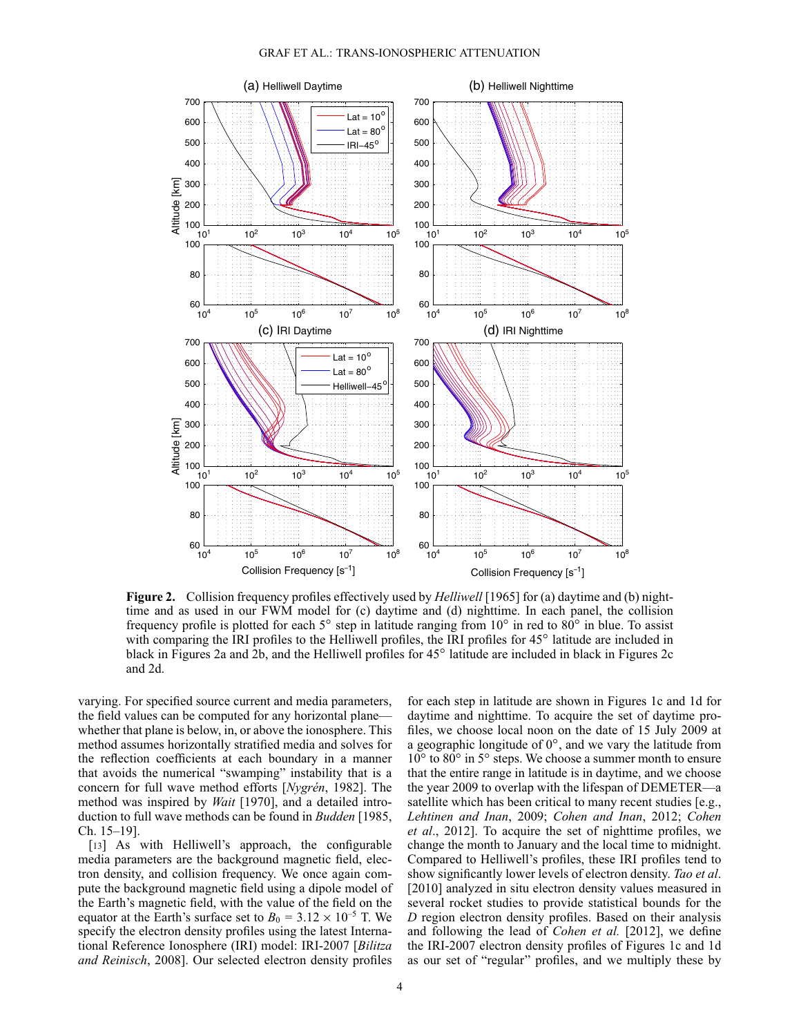**Figure 2.** Collision frequency profiles effectively used by *Helliwell* [1965] for (a) daytime and (b) nighttime and as used in our FWM model for (c) daytime and (d) nighttime. In each panel, the collision frequency profile is plotted for each 5° step in latitude ranging from 10° in red to 80° in blue. To assist with comparing the IRI profiles to the Helliwell profiles, the IRI profiles for 45° latitude are included in black in Figures 2a and 2b, and the Helliwell profiles for 45° latitude are included in black in Figures 2c and 2d.

varying. For specified source current and media parameters, the field values can be computed for any horizontal plane—whether that plane is below, in, or above the ionosphere. This method assumes horizontally stratified media and solves for the reflection coefficients at each boundary in a manner that avoids the numerical "swamping" instability that is a concern for full wave method efforts [*Nygrén*, 1982]. The method was inspired by *Wait* [1970], and a detailed introduction to full wave methods can be found in *Budden* [1985, Ch. 15–19].

[13] As with Helliwell's approach, the configurable media parameters are the background magnetic field, electron density, and collision frequency. We once again compute the background magnetic field using a dipole model of the Earth's magnetic field, with the value of the field on the equator at the Earth's surface set to $B_0 = 3.12 \times 10^{-5}$ T. We specify the electron density profiles using the latest International Reference Ionosphere (IRI) model: IRI-2007 [*Bilitza and Reinisch*, 2008]. Our selected electron density profiles for each step in latitude are shown in Figures 1c and 1d for daytime and nighttime. To acquire the set of daytime profiles, we choose local noon on the date of 15 July 2009 at a geographic longitude of 0°, and we vary the latitude from 10° to 80° in 5° steps. We choose a summer month to ensure that the entire range in latitude is in daytime, and we choose the year 2009 to overlap with the lifespan of DEMETER—a satellite which has been critical to many recent studies [e.g., *Lehtinen and Inan*, 2009; *Cohen and Inan*, 2012; *Cohen et al.*, 2012]. To acquire the set of nighttime profiles, we change the month to January and the local time to midnight. Compared to Helliwell's profiles, these IRI profiles tend to show significantly lower levels of electron density. *Tao et al.* [2010] analyzed in situ electron density values measured in several rocket studies to provide statistical bounds for the *D* region electron density profiles. Based on their analysis and following the lead of *Cohen et al.* [2012], we define the IRI-2007 electron density profiles of Figures 1c and 1d as our set of "regular" profiles, and we multiply these by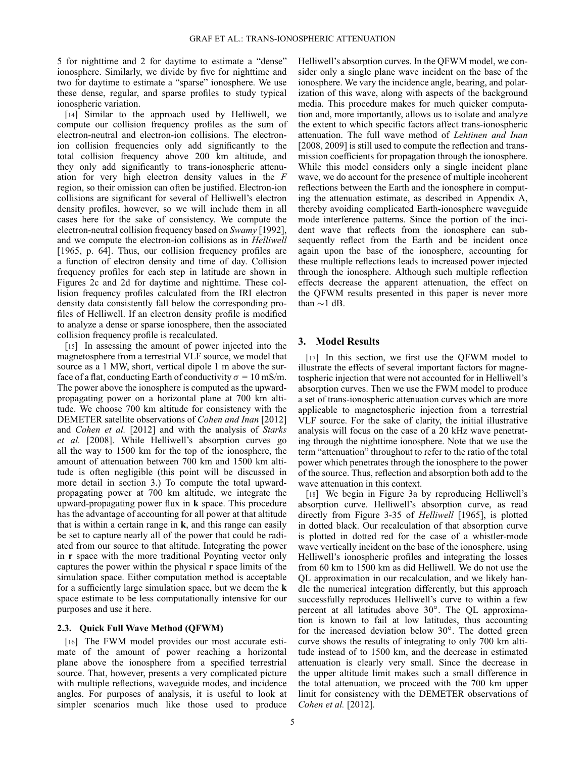5 for nighttime and 2 for daytime to estimate a "dense" ionosphere. Similarly, we divide by five for nighttime and two for daytime to estimate a "sparse" ionosphere. We use these dense, regular, and sparse profiles to study typical ionospheric variation.

[14] Similar to the approach used by Helliwell, we compute our collision frequency profiles as the sum of electron-neutral and electron-ion collisions. The electron-ion collision frequencies only add significantly to the total collision frequency above 200 km altitude, and they only add significantly to trans-ionospheric attenuation for very high electron density values in the *F* region, so their omission can often be justified. Electron-ion collisions are significant for several of Helliwell's electron density profiles, however, so we will include them in all cases here for the sake of consistency. We compute the electron-neutral collision frequency based on *Swamy* [1992], and we compute the electron-ion collisions as in *Helliwell* [1965, p. 64]. Thus, our collision frequency profiles are a function of electron density and time of day. Collision frequency profiles for each step in latitude are shown in Figures 2c and 2d for daytime and nighttime. These collision frequency profiles calculated from the IRI electron density data consistently fall below the corresponding profiles of Helliwell. If an electron density profile is modified to analyze a dense or sparse ionosphere, then the associated collision frequency profile is recalculated.

[15] In assessing the amount of power injected into the magnetosphere from a terrestrial VLF source, we model that source as a 1 MW, short, vertical dipole 1 m above the surface of a flat, conducting Earth of conductivity $\sigma = 10$ mS/m. The power above the ionosphere is computed as the upward-propagating power on a horizontal plane at 700 km altitude. We choose 700 km altitude for consistency with the DEMETER satellite observations of *Cohen and Inan* [2012] and *Cohen et al.* [2012] and with the analysis of *Starks et al.* [2008]. While Helliwell's absorption curves go all the way to 1500 km for the top of the ionosphere, the amount of attenuation between 700 km and 1500 km altitude is often negligible (this point will be discussed in more detail in section 3.) To compute the total upward-propagating power at 700 km altitude, we integrate the upward-propagating power flux in **k** space. This procedure has the advantage of accounting for all power at that altitude that is within a certain range in **k**, and this range can easily be set to capture nearly all of the power that could be radiated from our source to that altitude. Integrating the power in **r** space with the more traditional Poynting vector only captures the power within the physical **r** space limits of the simulation space. Either computation method is acceptable for a sufficiently large simulation space, but we deem the **k** space estimate to be less computationally intensive for our purposes and use it here.

### 2.3. Quick Full Wave Method (QFWM)

[16] The FWM model provides our most accurate estimate of the amount of power reaching a horizontal plane above the ionosphere from a specified terrestrial source. That, however, presents a very complicated picture with multiple reflections, waveguide modes, and incidence angles. For purposes of analysis, it is useful to look at simpler scenarios much like those used to produce Helliwell's absorption curves. In the QFWM model, we consider only a single plane wave incident on the base of the ionosphere. We vary the incidence angle, bearing, and polarization of this wave, along with aspects of the background media. This procedure makes for much quicker computation and, more importantly, allows us to isolate and analyze the extent to which specific factors affect trans-ionospheric attenuation. The full wave method of *Lehtinen and Inan* [2008, 2009] is still used to compute the reflection and transmission coefficients for propagation through the ionosphere. While this model considers only a single incident plane wave, we do account for the presence of multiple incoherent reflections between the Earth and the ionosphere in computing the attenuation estimate, as described in Appendix A, thereby avoiding complicated Earth-ionosphere waveguide mode interference patterns. Since the portion of the incident wave that reflects from the ionosphere can subsequently reflect from the Earth and be incident once again upon the base of the ionosphere, accounting for these multiple reflections leads to increased power injected through the ionosphere. Although such multiple reflection effects decrease the apparent attenuation, the effect on the QFWM results presented in this paper is never more than ~1 dB.

## 3. Model Results

[17] In this section, we first use the QFWM model to illustrate the effects of several important factors for magnetospheric injection that were not accounted for in Helliwell's absorption curves. Then we use the FWM model to produce a set of trans-ionospheric attenuation curves which are more applicable to magnetospheric injection from a terrestrial VLF source. For the sake of clarity, the initial illustrative analysis will focus on the case of a 20 kHz wave penetrating through the nighttime ionosphere. Note that we use the term "attenuation" throughout to refer to the ratio of the total power which penetrates through the ionosphere to the power of the source. Thus, reflection and absorption both add to the wave attenuation in this context.

[18] We begin in Figure 3a by reproducing Helliwell's absorption curve. Helliwell's absorption curve, as read directly from Figure 3-35 of *Helliwell* [1965], is plotted in dotted black. Our recalculation of that absorption curve is plotted in dotted red for the case of a whistler-mode wave vertically incident on the base of the ionosphere, using Helliwell's ionospheric profiles and integrating the losses from 60 km to 1500 km as did Helliwell. We do not use the QL approximation in our recalculation, and we likely handle the numerical integration differently, but this approach successfully reproduces Helliwell's curve to within a few percent at all latitudes above 30°. The QL approximation is known to fail at low latitudes, thus accounting for the increased deviation below 30°. The dotted green curve shows the results of integrating to only 700 km altitude instead of to 1500 km, and the decrease in estimated attenuation is clearly very small. Since the decrease in the upper altitude limit makes such a small difference in the total attenuation, we proceed with the 700 km upper limit for consistency with the DEMETER observations of *Cohen et al.* [2012].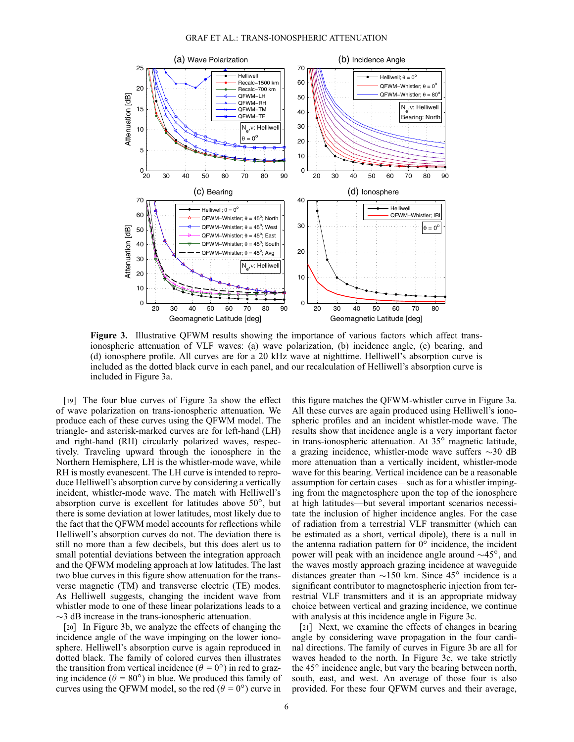**Figure 3.** Illustrative QFWM results showing the importance of various factors which affect trans-ionospheric attenuation of VLF waves: (a) wave polarization, (b) incidence angle, (c) bearing, and (d) ionosphere profile. All curves are for a 20 kHz wave at nighttime. Helliwell's absorption curve is included as the dotted black curve in each panel, and our recalculation of Helliwell's absorption curve is included in Figure 3a.

[19] The four blue curves of Figure 3a show the effect of wave polarization on trans-ionospheric attenuation. We produce each of these curves using the QFWM model. The triangle- and asterisk-marked curves are for left-hand (LH) and right-hand (RH) circularly polarized waves, respectively. Traveling upward through the ionosphere in the Northern Hemisphere, LH is the whistler-mode wave, while RH is mostly evanescent. The LH curve is intended to reproduce Helliwell's absorption curve by considering a vertically incident, whistler-mode wave. The match with Helliwell's absorption curve is excellent for latitudes above 50°, but there is some deviation at lower latitudes, most likely due to the fact that the QFWM model accounts for reflections while Helliwell's absorption curves do not. The deviation there is still no more than a few decibels, but this does alert us to small potential deviations between the integration approach and the QFWM modeling approach at low latitudes. The last two blue curves in this figure show attenuation for the transverse magnetic (TM) and transverse electric (TE) modes. As Helliwell suggests, changing the incident wave from whistler mode to one of these linear polarizations leads to a ~3 dB increase in the trans-ionospheric attenuation.

[20] In Figure 3b, we analyze the effects of changing the incidence angle of the wave impinging on the lower ionosphere. Helliwell's absorption curve is again reproduced in dotted black. The family of colored curves then illustrates the transition from vertical incidence ($\theta = 0°$) in red to grazing incidence ($\theta = 80°$) in blue. We produced this family of curves using the QFWM model, so the red ($\theta = 0°$) curve in this figure matches the QFWM-whistler curve in Figure 3a. All these curves are again produced using Helliwell's ionospheric profiles and an incident whistler-mode wave. The results show that incidence angle is a very important factor in trans-ionospheric attenuation. At 35° magnetic latitude, a grazing incidence, whistler-mode wave suffers ~30 dB more attenuation than a vertically incident, whistler-mode wave for this bearing. Vertical incidence can be a reasonable assumption for certain cases—such as for a whistler impinging from the magnetosphere upon the top of the ionosphere at high latitudes—but several important scenarios necessitate the inclusion of higher incidence angles. For the case of radiation from a terrestrial VLF transmitter (which can be estimated as a short, vertical dipole), there is a null in the antenna radiation pattern for 0° incidence, the incident power will peak with an incidence angle around ~45°, and the waves mostly approach grazing incidence at waveguide distances greater than ~150 km. Since 45° incidence is a significant contributor to magnetospheric injection from terrestrial VLF transmitters and it is an appropriate midway choice between vertical and grazing incidence, we continue with analysis at this incidence angle in Figure 3c.

[21] Next, we examine the effects of changes in bearing angle by considering wave propagation in the four cardinal directions. The family of curves in Figure 3b are all for waves headed to the north. In Figure 3c, we take strictly the 45° incidence angle, but vary the bearing between north, south, east, and west. An average of those four is also provided. For these four QFWM curves and their average,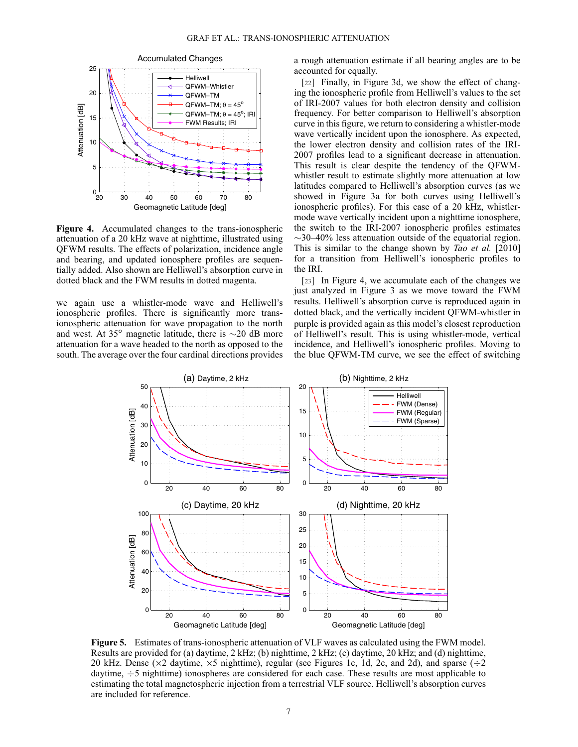**Figure 4.** Accumulated changes to the trans-ionospheric attenuation of a 20 kHz wave at nighttime, illustrated using QFWM results. The effects of polarization, incidence angle and bearing, and updated ionosphere profiles are sequentially added. Also shown are Helliwell's absorption curve in dotted black and the FWM results in dotted magenta.

we again use a whistler-mode wave and Helliwell's ionospheric profiles. There is significantly more trans-ionospheric attenuation for wave propagation to the north and west. At 35° magnetic latitude, there is ~20 dB more attenuation for a wave headed to the north as opposed to the south. The average over the four cardinal directions provides a rough attenuation estimate if all bearing angles are to be accounted for equally.

[22] Finally, in Figure 3d, we show the effect of changing the ionospheric profile from Helliwell's values to the set of IRI-2007 values for both electron density and collision frequency. For better comparison to Helliwell's absorption curve in this figure, we return to considering a whistler-mode wave vertically incident upon the ionosphere. As expected, the lower electron density and collision rates of the IRI-2007 profiles lead to a significant decrease in attenuation. This result is clear despite the tendency of the QFWM-whistler result to estimate slightly more attenuation at low latitudes compared to Helliwell's absorption curves (as we showed in Figure 3a for both curves using Helliwell's ionospheric profiles). For this case of a 20 kHz, whistler-mode wave vertically incident upon a nighttime ionosphere, the switch to the IRI-2007 ionospheric profiles estimates ~30–40% less attenuation outside of the equatorial region. This is similar to the change shown by *Tao et al.* [2010] for a transition from Helliwell's ionospheric profiles to the IRI.

[23] In Figure 4, we accumulate each of the changes we just analyzed in Figure 3 as we move toward the FWM results. Helliwell's absorption curve is reproduced again in dotted black, and the vertically incident QFWM-whistler in purple is provided again as this model's closest reproduction of Helliwell's result. This is using whistler-mode, vertical incidence, and Helliwell's ionospheric profiles. Moving to the blue QFWM-TM curve, we see the effect of switching

**Figure 5.** Estimates of trans-ionospheric attenuation of VLF waves as calculated using the FWM model. Results are provided for (a) daytime, 2 kHz; (b) nighttime, 2 kHz; (c) daytime, 20 kHz; and (d) nighttime, 20 kHz. Dense (×2 daytime, ×5 nighttime), regular (see Figures 1c, 1d, 2c, and 2d), and sparse (÷2 daytime, ÷5 nighttime) ionospheres are considered for each case. These results are most applicable to estimating the total magnetospheric injection from a terrestrial VLF source. Helliwell's absorption curves are included for reference.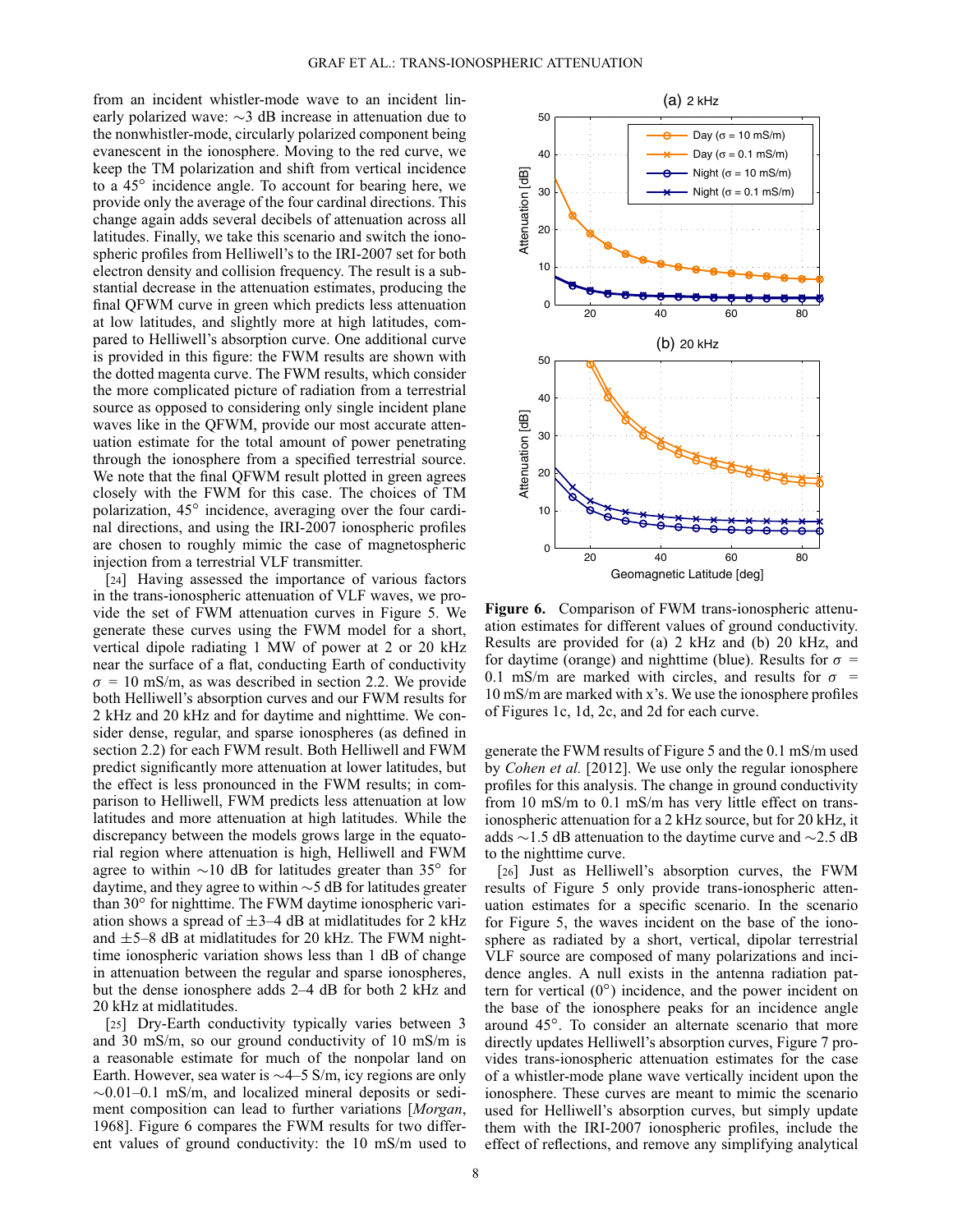from an incident whistler-mode wave to an incident linearly polarized wave: ~3 dB increase in attenuation due to the nonwhistler-mode, circularly polarized component being evanescent in the ionosphere. Moving to the red curve, we keep the TM polarization and shift from vertical incidence to a 45° incidence angle. To account for bearing here, we provide only the average of the four cardinal directions. This change again adds several decibels of attenuation across all latitudes. Finally, we take this scenario and switch the ionospheric profiles from Helliwell's to the IRI-2007 set for both electron density and collision frequency. The result is a substantial decrease in the attenuation estimates, producing the final QFWM curve in green which predicts less attenuation at low latitudes, and slightly more at high latitudes, compared to Helliwell's absorption curve. One additional curve is provided in this figure: the FWM results are shown with the dotted magenta curve. The FWM results, which consider the more complicated picture of radiation from a terrestrial source as opposed to considering only single incident plane waves like in the QFWM, provide our most accurate attenuation estimate for the total amount of power penetrating through the ionosphere from a specified terrestrial source. We note that the final QFWM result plotted in green agrees closely with the FWM for this case. The choices of TM polarization, 45° incidence, averaging over the four cardinal directions, and using the IRI-2007 ionospheric profiles are chosen to roughly mimic the case of magnetospheric injection from a terrestrial VLF transmitter.

[24] Having assessed the importance of various factors in the trans-ionospheric attenuation of VLF waves, we provide the set of FWM attenuation curves in Figure 5. We generate these curves using the FWM model for a short, vertical dipole radiating 1 MW of power at 2 or 20 kHz near the surface of a flat, conducting Earth of conductivity $\sigma$ = 10 mS/m, as was described in section 2.2. We provide both Helliwell's absorption curves and our FWM results for 2 kHz and 20 kHz and for daytime and nighttime. We consider dense, regular, and sparse ionospheres (as defined in section 2.2) for each FWM result. Both Helliwell and FWM predict significantly more attenuation at lower latitudes, but the effect is less pronounced in the FWM results; in comparison to Helliwell, FWM predicts less attenuation at low latitudes and more attenuation at high latitudes. While the discrepancy between the models grows large in the equatorial region where attenuation is high, Helliwell and FWM agree to within ~10 dB for latitudes greater than 35° for daytime, and they agree to within ~5 dB for latitudes greater than 30° for nighttime. The FWM daytime ionospheric variation shows a spread of ±3–4 dB at midlatitudes for 2 kHz and ±5–8 dB at midlatitudes for 20 kHz. The FWM nighttime ionospheric variation shows less than 1 dB of change in attenuation between the regular and sparse ionospheres, but the dense ionosphere adds 2–4 dB for both 2 kHz and 20 kHz at midlatitudes.

[25] Dry-Earth conductivity typically varies between 3 and 30 mS/m, so our ground conductivity of 10 mS/m is a reasonable estimate for much of the nonpolar land on Earth. However, sea water is ~4–5 S/m, icy regions are only ~0.01–0.1 mS/m, and localized mineral deposits or sediment composition can lead to further variations [*Morgan*, 1968]. Figure 6 compares the FWM results for two different values of ground conductivity: the 10 mS/m used to generate the FWM results of Figure 5 and the 0.1 mS/m used by *Cohen et al.* [2012]. We use only the regular ionosphere profiles for this analysis. The change in ground conductivity from 10 mS/m to 0.1 mS/m has very little effect on trans-ionospheric attenuation for a 2 kHz source, but for 20 kHz, it adds ~1.5 dB attenuation to the daytime curve and ~2.5 dB to the nighttime curve.

[26] Just as Helliwell's absorption curves, the FWM results of Figure 5 only provide trans-ionospheric attenuation estimates for a specific scenario. In the scenario for Figure 5, the waves incident on the base of the ionosphere as radiated by a short, vertical, dipolar terrestrial VLF source are composed of many polarizations and incidence angles. A null exists in the antenna radiation pattern for vertical (0°) incidence, and the power incident on the base of the ionosphere peaks for an incidence angle around 45°. To consider an alternate scenario that more directly updates Helliwell's absorption curves, Figure 7 provides trans-ionospheric attenuation estimates for the case of a whistler-mode plane wave vertically incident upon the ionosphere. These curves are meant to mimic the scenario used for Helliwell's absorption curves, but simply update them with the IRI-2007 ionospheric profiles, include the effect of reflections, and remove any simplifying analytical

**Figure 6.** Comparison of FWM trans-ionospheric attenuation estimates for different values of ground conductivity. Results are provided for (a) 2 kHz and (b) 20 kHz, and for daytime (orange) and nighttime (blue). Results for $\sigma$ = 0.1 mS/m are marked with circles, and results for $\sigma$ = 10 mS/m are marked with x's. We use the ionosphere profiles of Figures 1c, 1d, 2c, and 2d for each curve.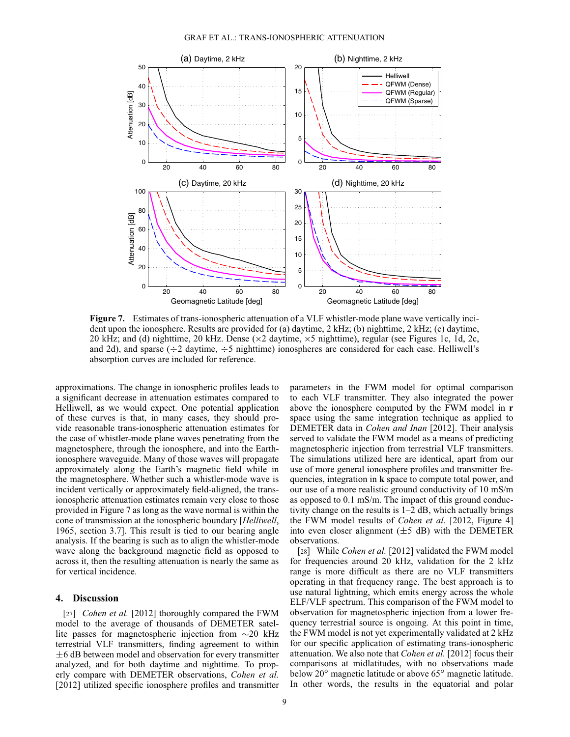**Figure 7.** Estimates of trans-ionospheric attenuation of a VLF whistler-mode plane wave vertically incident upon the ionosphere. Results are provided for (a) daytime, 2 kHz; (b) nighttime, 2 kHz; (c) daytime, 20 kHz; and (d) nighttime, 20 kHz. Dense (×2 daytime, ×5 nighttime), regular (see Figures 1c, 1d, 2c, and 2d), and sparse (÷2 daytime, ÷5 nighttime) ionospheres are considered for each case. Helliwell's absorption curves are included for reference.

approximations. The change in ionospheric profiles leads to a significant decrease in attenuation estimates compared to Helliwell, as we would expect. One potential application of these curves is that, in many cases, they should provide reasonable trans-ionospheric attenuation estimates for the case of whistler-mode plane waves penetrating from the magnetosphere, through the ionosphere, and into the Earth-ionosphere waveguide. Many of those waves will propagate approximately along the Earth's magnetic field while in the magnetosphere. Whether such a whistler-mode wave is incident vertically or approximately field-aligned, the trans-ionospheric attenuation estimates remain very close to those provided in Figure 7 as long as the wave normal is within the cone of transmission at the ionospheric boundary [*Helliwell*, 1965, section 3.7]. This result is tied to our bearing angle analysis. If the bearing is such as to align the whistler-mode wave along the background magnetic field as opposed to across it, then the resulting attenuation is nearly the same as for vertical incidence.

## 4. Discussion

[27] *Cohen et al.* [2012] thoroughly compared the FWM model to the average of thousands of DEMETER satellite passes for magnetospheric injection from ∼20 kHz terrestrial VLF transmitters, finding agreement to within ±6 dB between model and observation for every transmitter analyzed, and for both daytime and nighttime. To properly compare with DEMETER observations, *Cohen et al.* [2012] utilized specific ionosphere profiles and transmitter parameters in the FWM model for optimal comparison to each VLF transmitter. They also integrated the power above the ionosphere computed by the FWM model in **r** space using the same integration technique as applied to DEMETER data in *Cohen and Inan* [2012]. Their analysis served to validate the FWM model as a means of predicting magnetospheric injection from terrestrial VLF transmitters. The simulations utilized here are identical, apart from our use of more general ionosphere profiles and transmitter frequencies, integration in **k** space to compute total power, and our use of a more realistic ground conductivity of 10 mS/m as opposed to 0.1 mS/m. The impact of this ground conductivity change on the results is 1–2 dB, which actually brings the FWM model results of *Cohen et al*. [2012, Figure 4] into even closer alignment (±5 dB) with the DEMETER observations.

[28] While *Cohen et al.* [2012] validated the FWM model for frequencies around 20 kHz, validation for the 2 kHz range is more difficult as there are no VLF transmitters operating in that frequency range. The best approach is to use natural lightning, which emits energy across the whole ELF/VLF spectrum. This comparison of the FWM model to observation for magnetospheric injection from a lower frequency terrestrial source is ongoing. At this point in time, the FWM model is not yet experimentally validated at 2 kHz for our specific application of estimating trans-ionospheric attenuation. We also note that *Cohen et al.* [2012] focus their comparisons at midlatitudes, with no observations made below 20° magnetic latitude or above 65° magnetic latitude. In other words, the results in the equatorial and polar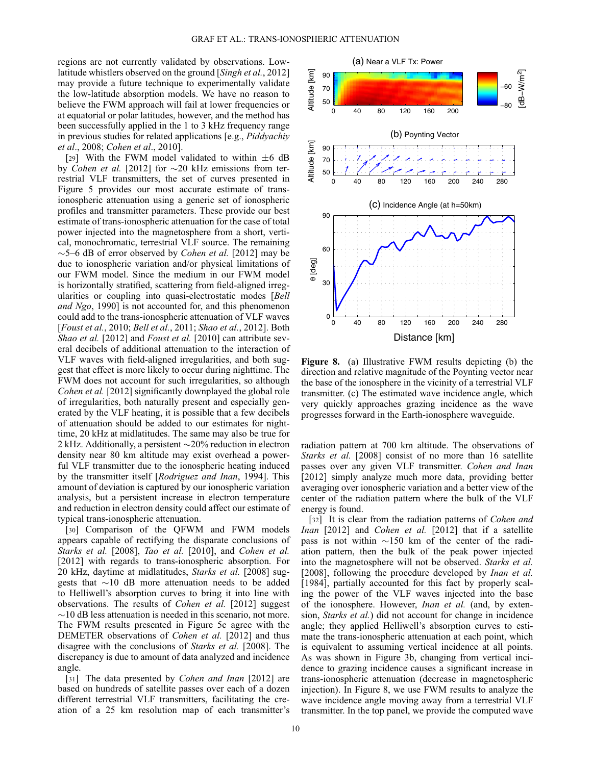regions are not currently validated by observations. Low-latitude whistlers observed on the ground [*Singh et al.*, 2012] may provide a future technique to experimentally validate the low-latitude absorption models. We have no reason to believe the FWM approach will fail at lower frequencies or at equatorial or polar latitudes, however, and the method has been successfully applied in the 1 to 3 kHz frequency range in previous studies for related applications [e.g., *Piddyachiy et al.*, 2008; *Cohen et al.*, 2010].

[29] With the FWM model validated to within ±6 dB by *Cohen et al.* [2012] for ∼20 kHz emissions from terrestrial VLF transmitters, the set of curves presented in Figure 5 provides our most accurate estimate of trans-ionospheric attenuation using a generic set of ionospheric profiles and transmitter parameters. These provide our best estimate of trans-ionospheric attenuation for the case of total power injected into the magnetosphere from a short, vertical, monochromatic, terrestrial VLF source. The remaining ∼5–6 dB of error observed by *Cohen et al.* [2012] may be due to ionospheric variation and/or physical limitations of our FWM model. Since the medium in our FWM model is horizontally stratified, scattering from field-aligned irregularities or coupling into quasi-electrostatic modes [*Bell and Ngo*, 1990] is not accounted for, and this phenomenon could add to the trans-ionospheric attenuation of VLF waves [*Foust et al.*, 2010; *Bell et al.*, 2011; *Shao et al.*, 2012]. Both *Shao et al.* [2012] and *Foust et al.* [2010] can attribute several decibels of additional attenuation to the interaction of VLF waves with field-aligned irregularities, and both suggest that effect is more likely to occur during nighttime. The FWM does not account for such irregularities, so although *Cohen et al.* [2012] significantly downplayed the global role of irregularities, both naturally present and especially generated by the VLF heating, it is possible that a few decibels of attenuation should be added to our estimates for nighttime, 20 kHz at midlatitudes. The same may also be true for 2 kHz. Additionally, a persistent ∼20% reduction in electron density near 80 km altitude may exist overhead a powerful VLF transmitter due to the ionospheric heating induced by the transmitter itself [*Rodriguez and Inan*, 1994]. This amount of deviation is captured by our ionospheric variation analysis, but a persistent increase in electron temperature and reduction in electron density could affect our estimate of typical trans-ionospheric attenuation.

[30] Comparison of the QFWM and FWM models appears capable of rectifying the disparate conclusions of *Starks et al.* [2008], *Tao et al.* [2010], and *Cohen et al.* [2012] with regards to trans-ionospheric absorption. For 20 kHz, daytime at midlatitudes, *Starks et al.* [2008] suggests that ∼10 dB more attenuation needs to be added to Helliwell's absorption curves to bring it into line with observations. The results of *Cohen et al.* [2012] suggest ∼10 dB less attenuation is needed in this scenario, not more. The FWM results presented in Figure 5c agree with the DEMETER observations of *Cohen et al.* [2012] and thus disagree with the conclusions of *Starks et al.* [2008]. The discrepancy is due to amount of data analyzed and incidence angle.

[31] The data presented by *Cohen and Inan* [2012] are based on hundreds of satellite passes over each of a dozen different terrestrial VLF transmitters, facilitating the creation of a 25 km resolution map of each transmitter's radiation pattern at 700 km altitude. The observations of *Starks et al.* [2008] consist of no more than 16 satellite passes over any given VLF transmitter. *Cohen and Inan* [2012] simply analyze much more data, providing better averaging over ionospheric variation and a better view of the center of the radiation pattern where the bulk of the VLF energy is found.

[32] It is clear from the radiation patterns of *Cohen and Inan* [2012] and *Cohen et al.* [2012] that if a satellite pass is not within ∼150 km of the center of the radiation pattern, then the bulk of the peak power injected into the magnetosphere will not be observed. *Starks et al.* [2008], following the procedure developed by *Inan et al.* [1984], partially accounted for this fact by properly scaling the power of the VLF waves injected into the base of the ionosphere. However, *Inan et al.* (and, by extension, *Starks et al.*) did not account for change in incidence angle; they applied Helliwell's absorption curves to estimate the trans-ionospheric attenuation at each point, which is equivalent to assuming vertical incidence at all points. As was shown in Figure 3b, changing from vertical incidence to grazing incidence causes a significant increase in trans-ionospheric attenuation (decrease in magnetospheric injection). In Figure 8, we use FWM results to analyze the wave incidence angle moving away from a terrestrial VLF transmitter. In the top panel, we provide the computed wave

**Figure 8.** (a) Illustrative FWM results depicting (b) the direction and relative magnitude of the Poynting vector near the base of the ionosphere in the vicinity of a terrestrial VLF transmitter. (c) The estimated wave incidence angle, which very quickly approaches grazing incidence as the wave progresses forward in the Earth-ionosphere waveguide.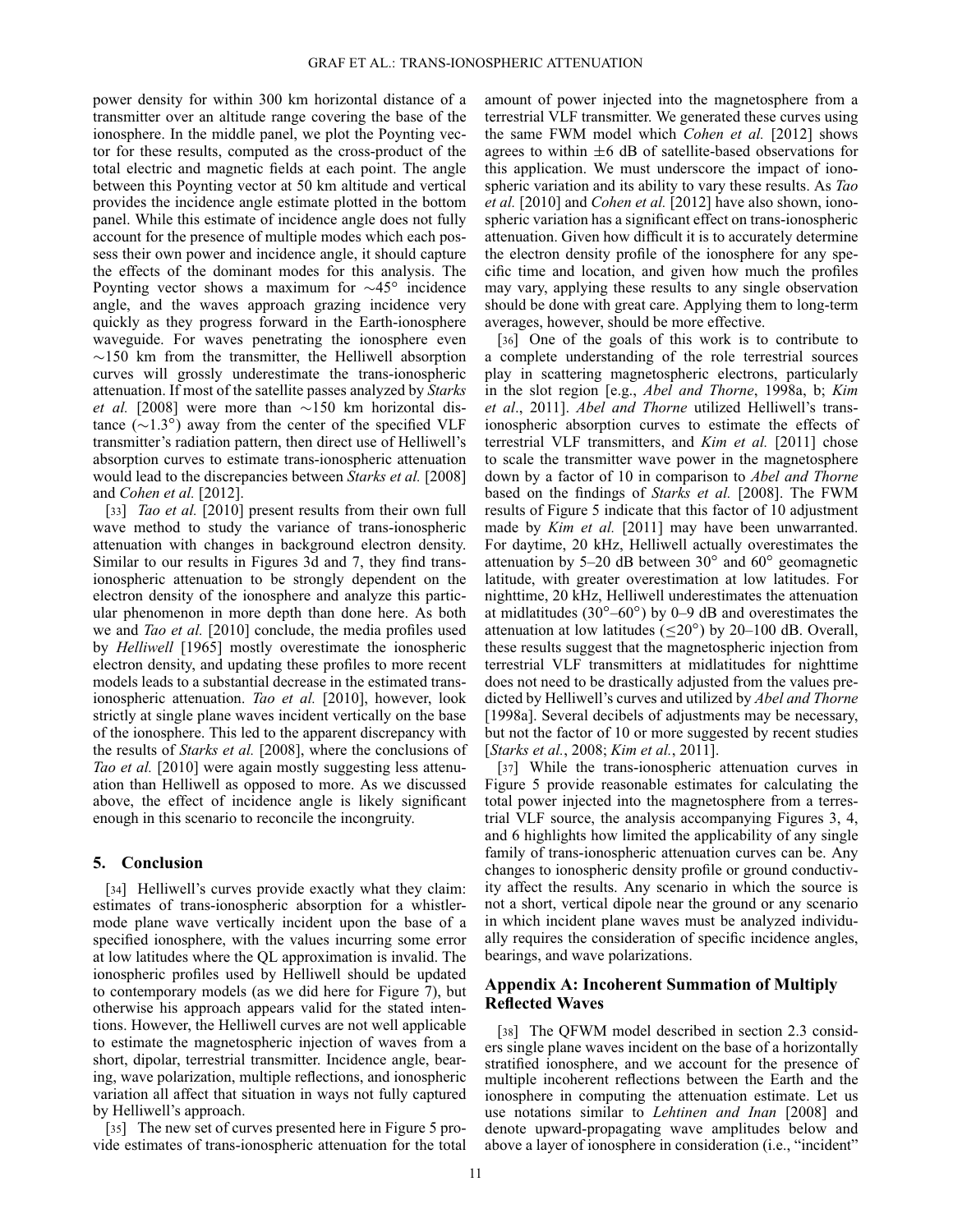power density for within 300 km horizontal distance of a transmitter over an altitude range covering the base of the ionosphere. In the middle panel, we plot the Poynting vector for these results, computed as the cross-product of the total electric and magnetic fields at each point. The angle between this Poynting vector at 50 km altitude and vertical provides the incidence angle estimate plotted in the bottom panel. While this estimate of incidence angle does not fully account for the presence of multiple modes which each possess their own power and incidence angle, it should capture the effects of the dominant modes for this analysis. The Poynting vector shows a maximum for $\sim$45° incidence angle, and the waves approach grazing incidence very quickly as they progress forward in the Earth-ionosphere waveguide. For waves penetrating the ionosphere even $\sim$150 km from the transmitter, the Helliwell absorption curves will grossly underestimate the trans-ionospheric attenuation. If most of the satellite passes analyzed by *Starks et al.* [2008] were more than $\sim$150 km horizontal distance ($\sim$1.3°) away from the center of the specified VLF transmitter's radiation pattern, then direct use of Helliwell's absorption curves to estimate trans-ionospheric attenuation would lead to the discrepancies between *Starks et al.* [2008] and *Cohen et al.* [2012].

[33] *Tao et al.* [2010] present results from their own full wave method to study the variance of trans-ionospheric attenuation with changes in background electron density. Similar to our results in Figures 3d and 7, they find trans-ionospheric attenuation to be strongly dependent on the electron density of the ionosphere and analyze this particular phenomenon in more depth than done here. As both we and *Tao et al.* [2010] conclude, the media profiles used by *Helliwell* [1965] mostly overestimate the ionospheric electron density, and updating these profiles to more recent models leads to a substantial decrease in the estimated trans-ionospheric attenuation. *Tao et al.* [2010], however, look strictly at single plane waves incident vertically on the base of the ionosphere. This led to the apparent discrepancy with the results of *Starks et al.* [2008], where the conclusions of *Tao et al.* [2010] were again mostly suggesting less attenuation than Helliwell as opposed to more. As we discussed above, the effect of incidence angle is likely significant enough in this scenario to reconcile the incongruity.

## 5. Conclusion

[34] Helliwell's curves provide exactly what they claim: estimates of trans-ionospheric absorption for a whistler-mode plane wave vertically incident upon the base of a specified ionosphere, with the values incurring some error at low latitudes where the QL approximation is invalid. The ionospheric profiles used by Helliwell should be updated to contemporary models (as we did here for Figure 7), but otherwise his approach appears valid for the stated intentions. However, the Helliwell curves are not well applicable to estimate the magnetospheric injection of waves from a short, dipolar, terrestrial transmitter. Incidence angle, bearing, wave polarization, multiple reflections, and ionospheric variation all affect that situation in ways not fully captured by Helliwell's approach.

[35] The new set of curves presented here in Figure 5 provide estimates of trans-ionospheric attenuation for the total amount of power injected into the magnetosphere from a terrestrial VLF transmitter. We generated these curves using the same FWM model which *Cohen et al.* [2012] shows agrees to within $\pm$6 dB of satellite-based observations for this application. We must underscore the impact of ionospheric variation and its ability to vary these results. As *Tao et al.* [2010] and *Cohen et al.* [2012] have also shown, ionospheric variation has a significant effect on trans-ionospheric attenuation. Given how difficult it is to accurately determine the electron density profile of the ionosphere for any specific time and location, and given how much the profiles may vary, applying these results to any single observation should be done with great care. Applying them to long-term averages, however, should be more effective.

[36] One of the goals of this work is to contribute to a complete understanding of the role terrestrial sources play in scattering magnetospheric electrons, particularly in the slot region [e.g., *Abel and Thorne*, 1998a, b; *Kim et al.*, 2011]. *Abel and Thorne* utilized Helliwell's trans-ionospheric absorption curves to estimate the effects of terrestrial VLF transmitters, and *Kim et al.* [2011] chose to scale the transmitter wave power in the magnetosphere down by a factor of 10 in comparison to *Abel and Thorne* based on the findings of *Starks et al.* [2008]. The FWM results of Figure 5 indicate that this factor of 10 adjustment made by *Kim et al.* [2011] may have been unwarranted. For daytime, 20 kHz, Helliwell actually overestimates the attenuation by 5–20 dB between 30° and 60° geomagnetic latitude, with greater overestimation at low latitudes. For nighttime, 20 kHz, Helliwell underestimates the attenuation at midlatitudes (30°–60°) by 0–9 dB and overestimates the attenuation at low latitudes ($\leq$20°) by 20–100 dB. Overall, these results suggest that the magnetospheric injection from terrestrial VLF transmitters at midlatitudes for nighttime does not need to be drastically adjusted from the values predicted by Helliwell's curves and utilized by *Abel and Thorne* [1998a]. Several decibels of adjustments may be necessary, but not the factor of 10 or more suggested by recent studies [*Starks et al.*, 2008; *Kim et al.*, 2011].

[37] While the trans-ionospheric attenuation curves in Figure 5 provide reasonable estimates for calculating the total power injected into the magnetosphere from a terrestrial VLF source, the analysis accompanying Figures 3, 4, and 6 highlights how limited the applicability of any single family of trans-ionospheric attenuation curves can be. Any changes to ionospheric density profile or ground conductivity affect the results. Any scenario in which the source is not a short, vertical dipole near the ground or any scenario in which incident plane waves must be analyzed individually requires the consideration of specific incidence angles, bearings, and wave polarizations.

## Appendix A: Incoherent Summation of Multiply Reflected Waves

[38] The QFWM model described in section 2.3 considers single plane waves incident on the base of a horizontally stratified ionosphere, and we account for the presence of multiple incoherent reflections between the Earth and the ionosphere in computing the attenuation estimate. Let us use notations similar to *Lehtinen and Inan* [2008] and denote upward-propagating wave amplitudes below and above a layer of ionosphere in consideration (i.e., "incident"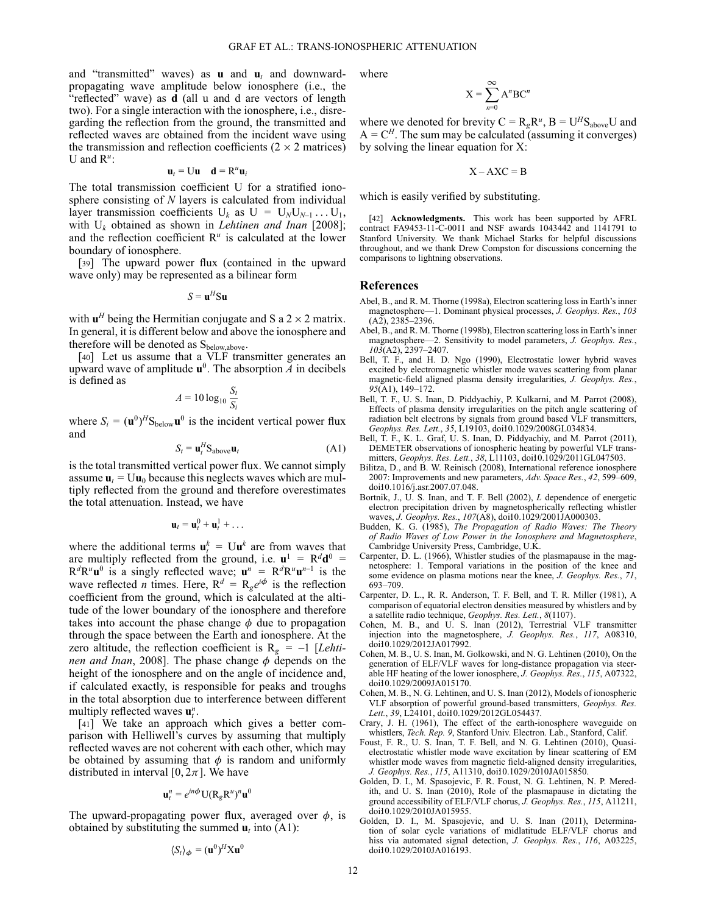and "transmitted" waves) as $\mathbf{u}$ and $\mathbf{u}_t$ and downward-propagating wave amplitude below ionosphere (i.e., the "reflected" wave) as $\mathbf{d}$ (all u and d are vectors of length two). For a single interaction with the ionosphere, i.e., disregarding the reflection from the ground, the transmitted and reflected waves are obtained from the incident wave using the transmission and reflection coefficients ($2 \times 2$ matrices) U and $\mathrm{R}^u$:

$$\mathbf{u}_t = \mathrm{U}\mathbf{u} \quad \mathbf{d} = \mathrm{R}^u \mathbf{u}_i$$

The total transmission coefficient U for a stratified ionosphere consisting of $N$ layers is calculated from individual layer transmission coefficients $\mathrm{U}_k$ as $\mathrm{U} = \mathrm{U}_N \mathrm{U}_{N-1} \ldots \mathrm{U}_1$, with $\mathrm{U}_k$ obtained as shown in *Lehtinen and Inan* [2008]; and the reflection coefficient $\mathrm{R}^u$ is calculated at the lower boundary of ionosphere.

[39] The upward power flux (contained in the upward wave only) may be represented as a bilinear form

$$S = \mathbf{u}^H \mathrm{S} \mathbf{u}$$

with $\mathbf{u}^H$ being the Hermitian conjugate and S a $2 \times 2$ matrix. In general, it is different below and above the ionosphere and therefore will be denoted as $\mathrm{S}_{\text{below,above}}$.

[40] Let us assume that a VLF transmitter generates an upward wave of amplitude $\mathbf{u}^0$. The absorption $A$ in decibels is defined as

$$A = 10 \log_{10} \frac{S_t}{S_i}$$

where $S_i = (\mathbf{u}^0)^H \mathrm{S}_{\text{below}} \mathbf{u}^0$ is the incident vertical power flux and

$$S_t = \mathbf{u}_t^H \mathrm{S}_{\text{above}} \mathbf{u}_t \tag{A1}$$

is the total transmitted vertical power flux. We cannot simply assume $\mathbf{u}_t = \mathrm{U}\mathbf{u}_0$ because this neglects waves which are multiply reflected from the ground and therefore overestimates the total attenuation. Instead, we have

$$\mathbf{u}_t = \mathbf{u}_t^0 + \mathbf{u}_t^1 + \ldots$$

where the additional terms $\mathbf{u}_t^k = \mathrm{U}\mathbf{u}^k$ are from waves that are multiply reflected from the ground, i.e. $\mathbf{u}^1 = \mathrm{R}^d \mathbf{d}^0 = \mathrm{R}^d \mathrm{R}^u \mathbf{u}^0$ is a singly reflected wave; $\mathbf{u}^n = \mathrm{R}^d \mathrm{R}^u \mathbf{u}^{n-1}$ is the wave reflected $n$ times. Here, $\mathrm{R}^d = \mathrm{R}_g e^{i\phi}$ is the reflection coefficient from the ground, which is calculated at the altitude of the lower boundary of the ionosphere and therefore takes into account the phase change $\phi$ due to propagation through the space between the Earth and ionosphere. At the zero altitude, the reflection coefficient is $\mathrm{R}_g = -1$ [*Lehtinen and Inan*, 2008]. The phase change $\phi$ depends on the height of the ionosphere and on the angle of incidence and, if calculated exactly, is responsible for peaks and troughs in the total absorption due to interference between different multiply reflected waves $\mathbf{u}_t^n$.

[41] We take an approach which gives a better comparison with Helliwell's curves by assuming that multiply reflected waves are not coherent with each other, which may be obtained by assuming that $\phi$ is random and uniformly distributed in interval $[0, 2\pi]$. We have

$$\mathbf{u}_t^n = e^{in\phi} \mathrm{U}(\mathrm{R}_g \mathrm{R}^u)^n \mathbf{u}^0$$

The upward-propagating power flux, averaged over $\phi$, is obtained by substituting the summed $\mathbf{u}_t$ into (A1):

$$\langle S_t \rangle_\phi = (\mathbf{u}^0)^H \mathrm{X} \mathbf{u}^0$$

where

$$\mathrm{X} = \sum_{n=0}^{\infty} \mathrm{A}^n \mathrm{B} \mathrm{C}^n$$

where we denoted for brevity $\mathrm{C} = \mathrm{R}_g \mathrm{R}^u$, $\mathrm{B} = \mathrm{U}^H \mathrm{S}_{\text{above}} \mathrm{U}$ and $\mathrm{A} = \mathrm{C}^H$. The sum may be calculated (assuming it converges) by solving the linear equation for X:

$$\mathrm{X} - \mathrm{A}\mathrm{X}\mathrm{C} = \mathrm{B}$$

which is easily verified by substituting.

[42] **Acknowledgments.** This work has been supported by AFRL contract FA9453-11-C-0011 and NSF awards 1043442 and 1141791 to Stanford University. We thank Michael Starks for helpful discussions throughout, and we thank Drew Compston for discussions concerning the comparisons to lightning observations.

## References

Abel, B., and R. M. Thorne (1998a), Electron scattering loss in Earth's inner magnetosphere—1. Dominant physical processes, *J. Geophys. Res.*, *103* (A2), 2385–2396.

Abel, B., and R. M. Thorne (1998b), Electron scattering loss in Earth's inner magnetosphere—2. Sensitivity to model parameters, *J. Geophys. Res.*, *103*(A2), 2397–2407.

Bell, T. F., and H. D. Ngo (1990), Electrostatic lower hybrid waves excited by electromagnetic whistler mode waves scattering from planar magnetic-field aligned plasma density irregularities, *J. Geophys. Res.*, *95*(A1), 149–172.

Bell, T. F., U. S. Inan, D. Piddyachiy, P. Kulkarni, and M. Parrot (2008), Effects of plasma density irregularities on the pitch angle scattering of radiation belt electrons by signals from ground based VLF transmitters, *Geophys. Res. Lett.*, *35*, L19103, doi10.1029/2008GL034834.

Bell, T. F., K. L. Graf, U. S. Inan, D. Piddyachiy, and M. Parrot (2011), DEMETER observations of ionospheric heating by powerful VLF transmitters, *Geophys. Res. Lett.*, *38*, L11103, doi10.1029/2011GL047503.

Bilitza, D., and B. W. Reinisch (2008), International reference ionosphere 2007: Improvements and new parameters, *Adv. Space Res.*, *42*, 599–609, doi10.1016/j.asr.2007.07.048.

Bortnik, J., U. S. Inan, and T. F. Bell (2002), *L* dependence of energetic electron precipitation driven by magnetospherically reflecting whistler waves, *J. Geophys. Res.*, *107*(A8), doi10.1029/2001JA000303.

Budden, K. G. (1985), *The Propagation of Radio Waves: The Theory of Radio Waves of Low Power in the Ionosphere and Magnetosphere*, Cambridge University Press, Cambridge, U.K.

Carpenter, D. L. (1966), Whistler studies of the plasmapause in the magnetosphere: 1. Temporal variations in the position of the knee and some evidence on plasma motions near the knee, *J. Geophys. Res.*, *71*, 693–709.

Carpenter, D. L., R. R. Anderson, T. F. Bell, and T. R. Miller (1981), A comparison of equatorial electron densities measured by whistlers and by a satellite radio technique, *Geophys. Res. Lett.*, *8*(1107).

Cohen, M. B., and U. S. Inan (2012), Terrestrial VLF transmitter injection into the magnetosphere, *J. Geophys. Res.*, *117*, A08310, doi10.1029/2012JA017992.

Cohen, M. B., U. S. Inan, M. Golkowski, and N. G. Lehtinen (2010), On the generation of ELF/VLF waves for long-distance propagation via steerable HF heating of the lower ionosphere, *J. Geophys. Res.*, *115*, A07322, doi10.1029/2009JA015170.

Cohen, M. B., N. G. Lehtinen, and U. S. Inan (2012), Models of ionospheric VLF absorption of powerful ground-based transmitters, *Geophys. Res. Lett.*, *39*, L24101, doi10.1029/2012GL054437.

Crary, J. H. (1961), The effect of the earth-ionosphere waveguide on whistlers, *Tech. Rep. 9*, Stanford Univ. Electron. Lab., Stanford, Calif.

Foust, F. R., U. S. Inan, T. F. Bell, and N. G. Lehtinen (2010), Quasi-electrostatic whistler mode wave excitation by linear scattering of EM whistler mode waves from magnetic field-aligned density irregularities, *J. Geophys. Res.*, *115*, A11310, doi10.1029/2010JA015850.

Golden, D. I., M. Spasojevic, F. R. Foust, N. G. Lehtinen, N. P. Meredith, and U. S. Inan (2010), Role of the plasmapause in dictating the ground accessibility of ELF/VLF chorus, *J. Geophys. Res.*, *115*, A11211, doi10.1029/2010JA015955.

Golden, D. I., M. Spasojevic, and U. S. Inan (2011), Determination of solar cycle variations of midlatitude ELF/VLF chorus and hiss via automated signal detection, *J. Geophys. Res.*, *116*, A03225, doi10.1029/2010JA016193.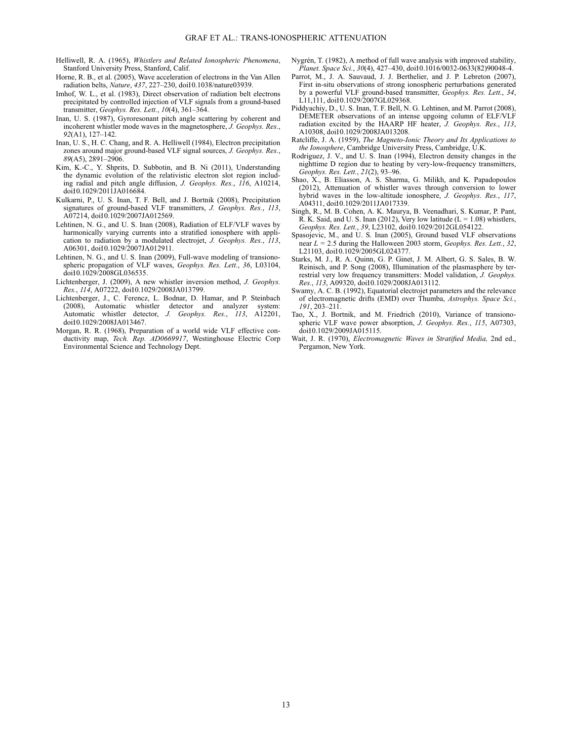Helliwell, R. A. (1965), *Whistlers and Related Ionospheric Phenomena*, Stanford University Press, Stanford, Calif.

Horne, R. B., et al. (2005), Wave acceleration of electrons in the Van Allen radiation belts, *Nature*, *437*, 227–230, doi10.1038/nature03939.

Imhof, W. L., et al. (1983), Direct observation of radiation belt electrons precipitated by controlled injection of VLF signals from a ground-based transmitter, *Geophys. Res. Lett.*, *10*(4), 361–364.

Inan, U. S. (1987), Gyroresonant pitch angle scattering by coherent and incoherent whistler mode waves in the magnetosphere, *J. Geophys. Res.*, *92*(A1), 127–142.

Inan, U. S., H. C. Chang, and R. A. Helliwell (1984), Electron precipitation zones around major ground-based VLF signal sources, *J. Geophys. Res.*, *89*(A5), 2891–2906.

Kim, K.-C., Y. Shprits, D. Subbotin, and B. Ni (2011), Understanding the dynamic evolution of the relativistic electron slot region including radial and pitch angle diffusion, *J. Geophys. Res.*, *116*, A10214, doi10.1029/2011JA016684.

Kulkarni, P., U. S. Inan, T. F. Bell, and J. Bortnik (2008), Precipitation signatures of ground-based VLF transmitters, *J. Geophys. Res.*, *113*, A07214, doi10.1029/2007JA012569.

Lehtinen, N. G., and U. S. Inan (2008), Radiation of ELF/VLF waves by harmonically varying currents into a stratified ionosphere with application to radiation by a modulated electrojet, *J. Geophys. Res.*, *113*, A06301, doi10.1029/2007JA012911.

Lehtinen, N. G., and U. S. Inan (2009), Full-wave modeling of transionospheric propagation of VLF waves, *Geophys. Res. Lett.*, *36*, L03104, doi10.1029/2008GL036535.

Lichtenberger, J. (2009), A new whistler inversion method, *J. Geophys. Res.*, *114*, A07222, doi10.1029/2008JA013799.

Lichtenberger, J., C. Ferencz, L. Bodnar, D. Hamar, and P. Steinbach (2008), Automatic whistler detector and analyzer system: Automatic whistler detector, *J. Geophys. Res.*, *113*, A12201, doi10.1029/2008JA013467.

Morgan, R. R. (1968), Preparation of a world wide VLF effective conductivity map, *Tech. Rep. AD0669917*, Westinghouse Electric Corp Environmental Science and Technology Dept.

Nygrén, T. (1982), A method of full wave analysis with improved stability, *Planet. Space Sci.*, *30*(4), 427–430, doi10.1016/0032-0633(82)90048-4.

Parrot, M., J. A. Sauvaud, J. J. Berthelier, and J. P. Lebreton (2007), First in-situ observations of strong ionospheric perturbations generated by a powerful VLF ground-based transmitter, *Geophys. Res. Lett.*, *34*, L11,111, doi10.1029/2007GL029368.

Piddyachiy, D., U. S. Inan, T. F. Bell, N. G. Lehtinen, and M. Parrot (2008), DEMETER observations of an intense upgoing column of ELF/VLF radiation excited by the HAARP HF heater, *J. Geophys. Res.*, *113*, A10308, doi10.1029/2008JA013208.

Ratcliffe, J. A. (1959), *The Magneto-Ionic Theory and Its Applications to the Ionosphere*, Cambridge University Press, Cambridge, U.K.

Rodriguez, J. V., and U. S. Inan (1994), Electron density changes in the nighttime D region due to heating by very-low-frequency transmitters, *Geophys. Res. Lett.*, *21*(2), 93–96.

Shao, X., B. Eliasson, A. S. Sharma, G. Milikh, and K. Papadopoulos (2012), Attenuation of whistler waves through conversion to lower hybrid waves in the low-altitude ionosphere, *J. Geophys. Res.*, *117*, A04311, doi10.1029/2011JA017339.

Singh, R., M. B. Cohen, A. K. Maurya, B. Veenadhari, S. Kumar, P. Pant, R. K. Said, and U. S. Inan (2012), Very low latitude ($L$ = 1.08) whistlers, *Geophys. Res. Lett.*, *39*, L23102, doi10.1029/2012GL054122.

Spasojevic, M., and U. S. Inan (2005), Ground based VLF observations near $L$ = 2.5 during the Halloween 2003 storm, *Geophys. Res. Lett.*, *32*, L21103, doi10.1029/2005GL024377.

Starks, M. J., R. A. Quinn, G. P. Ginet, J. M. Albert, G. S. Sales, B. W. Reinisch, and P. Song (2008), Illumination of the plasmasphere by terrestrial very low frequency transmitters: Model validation, *J. Geophys. Res.*, *113*, A09320, doi10.1029/2008JA013112.

Swamy, A. C. B. (1992), Equatorial electrojet parameters and the relevance of electromagnetic drifts (EMD) over Thumba, *Astrophys. Space Sci.*, *191*, 203–211.

Tao, X., J. Bortnik, and M. Friedrich (2010), Variance of transionospheric VLF wave power absorption, *J. Geophys. Res.*, *115*, A07303, doi10.1029/2009JA015115.

Wait, J. R. (1970), *Electromagnetic Waves in Stratified Media,* 2nd ed., Pergamon, New York.